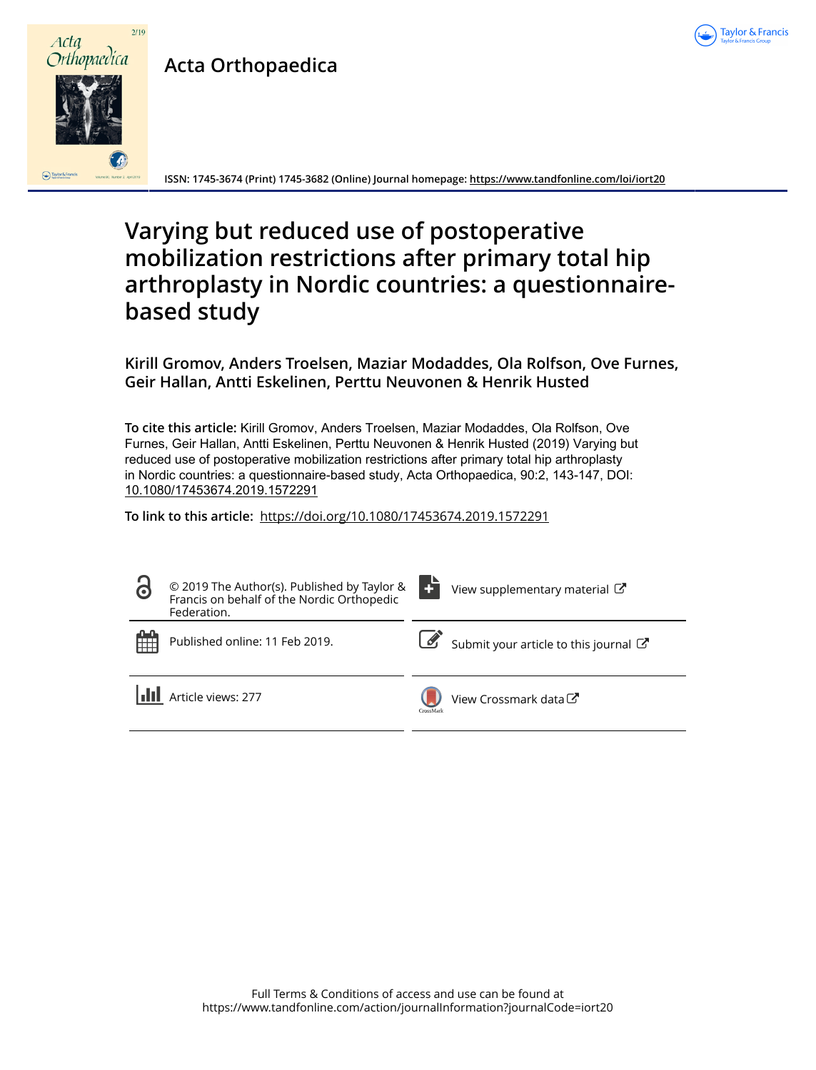Acta Orthopaedica

ISSN: 1745-3674 (Print) 1745-3682 (Online) Journal homepage: https://www.tandfonline.com/loi/iort20

# Varying but reduced use of postoperative mobilization restrictions after primary total hip arthroplasty in Nordic countries: a questionnaire-based study

**Kirill Gromov, Anders Troelsen, Maziar Modaddes, Ola Rolfson, Ove Furnes, Geir Hallan, Antti Eskelinen, Perttu Neuvonen & Henrik Husted**

**To cite this article:** Kirill Gromov, Anders Troelsen, Maziar Modaddes, Ola Rolfson, Ove Furnes, Geir Hallan, Antti Eskelinen, Perttu Neuvonen & Henrik Husted (2019) Varying but reduced use of postoperative mobilization restrictions after primary total hip arthroplasty in Nordic countries: a questionnaire-based study, Acta Orthopaedica, 90:2, 143-147, DOI: 10.1080/17453674.2019.1572291

**To link to this article:** https://doi.org/10.1080/17453674.2019.1572291

© 2019 The Author(s). Published by Taylor & Francis on behalf of the Nordic Orthopedic Federation.

View supplementary material

Published online: 11 Feb 2019.

Submit your article to this journal

Article views: 277

View Crossmark data

Full Terms & Conditions of access and use can be found at https://www.tandfonline.com/action/journalInformation?journalCode=iort20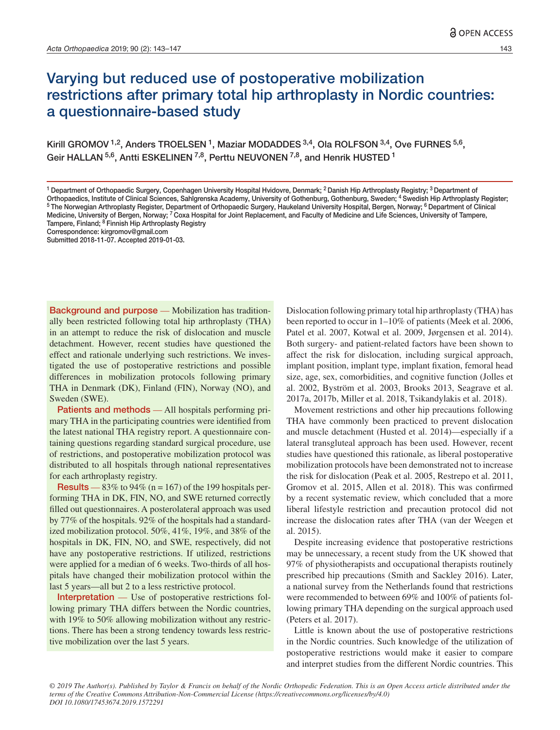# Varying but reduced use of postoperative mobilization restrictions after primary total hip arthroplasty in Nordic countries: a questionnaire-based study

Kirill GROMOV [1,2], Anders TROELSEN [1], Maziar MODADDES [3,4], Ola ROLFSON [3,4], Ove FURNES [5,6], Geir HALLAN [5,6], Antti ESKELINEN [7,8], Perttu NEUVONEN [7,8], and Henrik HUSTED [1]

[1] Department of Orthopaedic Surgery, Copenhagen University Hospital Hvidovre, Denmark; [2] Danish Hip Arthroplasty Registry; [3] Department of Orthopaedics, Institute of Clinical Sciences, Sahlgrenska Academy, University of Gothenburg, Gothenburg, Sweden; [4] Swedish Hip Arthroplasty Register; [5] The Norwegian Arthroplasty Register, Department of Orthopaedic Surgery, Haukeland University Hospital, Bergen, Norway; [6] Department of Clinical Medicine, University of Bergen, Norway; [7] Coxa Hospital for Joint Replacement, and Faculty of Medicine and Life Sciences, University of Tampere, Tampere, Finland; [8] Finnish Hip Arthroplasty Registry

Correspondence: kirgromov@gmail.com

Submitted 2018-11-07. Accepted 2019-01-03.

**Background and purpose** — Mobilization has traditionally been restricted following total hip arthroplasty (THA) in an attempt to reduce the risk of dislocation and muscle detachment. However, recent studies have questioned the effect and rationale underlying such restrictions. We investigated the use of postoperative restrictions and possible differences in mobilization protocols following primary THA in Denmark (DK), Finland (FIN), Norway (NO), and Sweden (SWE).

**Patients and methods** — All hospitals performing primary THA in the participating countries were identified from the latest national THA registry report. A questionnaire containing questions regarding standard surgical procedure, use of restrictions, and postoperative mobilization protocol was distributed to all hospitals through national representatives for each arthroplasty registry.

**Results** — 83% to 94% (n = 167) of the 199 hospitals performing THA in DK, FIN, NO, and SWE returned correctly filled out questionnaires. A posterolateral approach was used by 77% of the hospitals. 92% of the hospitals had a standardized mobilization protocol. 50%, 41%, 19%, and 38% of the hospitals in DK, FIN, NO, and SWE, respectively, did not have any postoperative restrictions. If utilized, restrictions were applied for a median of 6 weeks. Two-thirds of all hospitals have changed their mobilization protocol within the last 5 years—all but 2 to a less restrictive protocol.

**Interpretation** — Use of postoperative restrictions following primary THA differs between the Nordic countries, with 19% to 50% allowing mobilization without any restrictions. There has been a strong tendency towards less restrictive mobilization over the last 5 years.

Dislocation following primary total hip arthroplasty (THA) has been reported to occur in 1–10% of patients (Meek et al. 2006, Patel et al. 2007, Kotwal et al. 2009, Jørgensen et al. 2014). Both surgery- and patient-related factors have been shown to affect the risk for dislocation, including surgical approach, implant position, implant type, implant fixation, femoral head size, age, sex, comorbidities, and cognitive function (Jolles et al. 2002, Byström et al. 2003, Brooks 2013, Seagrave et al. 2017a, 2017b, Miller et al. 2018, Tsikandylakis et al. 2018).

Movement restrictions and other hip precautions following THA have commonly been practiced to prevent dislocation and muscle detachment (Husted et al. 2014)—especially if a lateral transgluteal approach has been used. However, recent studies have questioned this rationale, as liberal postoperative mobilization protocols have been demonstrated not to increase the risk for dislocation (Peak et al. 2005, Restrepo et al. 2011, Gromov et al. 2015, Allen et al. 2018). This was confirmed by a recent systematic review, which concluded that a more liberal lifestyle restriction and precaution protocol did not increase the dislocation rates after THA (van der Weegen et al. 2015).

Despite increasing evidence that postoperative restrictions may be unnecessary, a recent study from the UK showed that 97% of physiotherapists and occupational therapists routinely prescribed hip precautions (Smith and Sackley 2016). Later, a national survey from the Netherlands found that restrictions were recommended to between 69% and 100% of patients following primary THA depending on the surgical approach used (Peters et al. 2017).

Little is known about the use of postoperative restrictions in the Nordic countries. Such knowledge of the utilization of postoperative restrictions would make it easier to compare and interpret studies from the different Nordic countries. This

*© 2019 The Author(s). Published by Taylor & Francis on behalf of the Nordic Orthopedic Federation. This is an Open Access article distributed under the terms of the Creative Commons Attribution-Non-Commercial License (https://creativecommons.org/licenses/by/4.0)*
*DOI 10.1080/17453674.2019.1572291*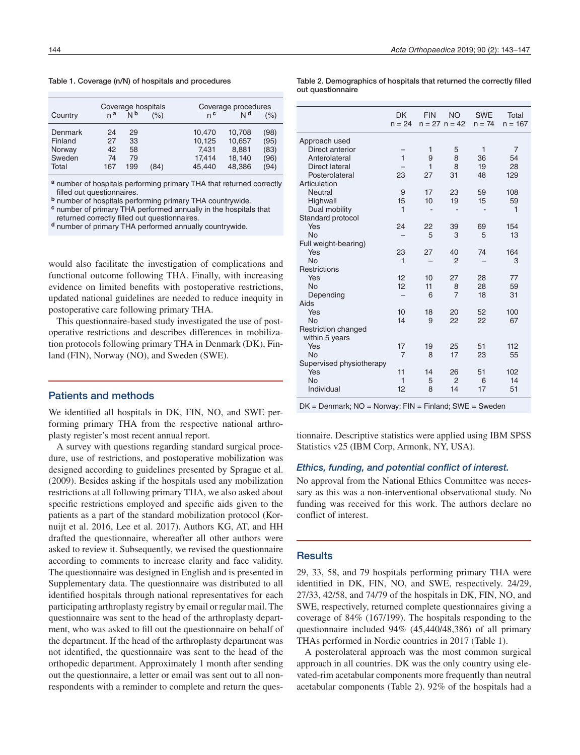Table 1. Coverage (n/N) of hospitals and procedures

| Country | Coverage hospitals | | | Coverage procedures | | |
|---|---|---|---|---|---|---|
| | n [a] | N [b] | (%) | n [c] | N [d] | (%) |
| Denmark | 24 | 29 | | 10,470 | 10,708 | (98) |
| Finland | 27 | 33 | | 10,125 | 10,657 | (95) |
| Norway | 42 | 58 | | 7,431 | 8,881 | (83) |
| Sweden | 74 | 79 | | 17,414 | 18,140 | (96) |
| Total | 167 | 199 | (84) | 45,440 | 48,386 | (94) |

[a] number of hospitals performing primary THA that returned correctly filled out questionnaires.
[b] number of hospitals performing primary THA countrywide.
[c] number of primary THA performed annually in the hospitals that returned correctly filled out questionnaires.
[d] number of primary THA performed annually countrywide.

would also facilitate the investigation of complications and functional outcome following THA. Finally, with increasing evidence on limited benefits with postoperative restrictions, updated national guidelines are needed to reduce inequity in postoperative care following primary THA.

This questionnaire-based study investigated the use of postoperative restrictions and describes differences in mobilization protocols following primary THA in Denmark (DK), Finland (FIN), Norway (NO), and Sweden (SWE).

## Patients and methods

We identified all hospitals in DK, FIN, NO, and SWE performing primary THA from the respective national arthroplasty register's most recent annual report.

A survey with questions regarding standard surgical procedure, use of restrictions, and postoperative mobilization was designed according to guidelines presented by Sprague et al. (2009). Besides asking if the hospitals used any mobilization restrictions at all following primary THA, we also asked about specific restrictions employed and specific aids given to the patients as a part of the standard mobilization protocol (Kornuijt et al. 2016, Lee et al. 2017). Authors KG, AT, and HH drafted the questionnaire, whereafter all other authors were asked to review it. Subsequently, we revised the questionnaire according to comments to increase clarity and face validity. The questionnaire was designed in English and is presented in Supplementary data. The questionnaire was distributed to all identified hospitals through national representatives for each participating arthroplasty registry by email or regular mail. The questionnaire was sent to the head of the arthroplasty department, who was asked to fill out the questionnaire on behalf of the department. If the head of the arthroplasty department was not identified, the questionnaire was sent to the head of the orthopedic department. Approximately 1 month after sending out the questionnaire, a letter or email was sent out to all nonrespondents with a reminder to complete and return the questionnaire. Descriptive statistics were applied using IBM SPSS Statistics v25 (IBM Corp, Armonk, NY, USA).

Table 2. Demographics of hospitals that returned the correctly filled out questionnaire

| | DK n = 24 | FIN n = 27 | NO n = 42 | SWE n = 74 | Total n = 167 |
|---|---|---|---|---|---|
| Approach used | | | | | |
| Direct anterior | – | 1 | 5 | 1 | 7 |
| Anterolateral | 1 | 9 | 8 | 36 | 54 |
| Direct lateral | – | 1 | 8 | 19 | 28 |
| Posterolateral | 23 | 27 | 31 | 48 | 129 |
| Articulation | | | | | |
| Neutral | 9 | 17 | 23 | 59 | 108 |
| Highwall | 15 | 10 | 19 | 15 | 59 |
| Dual mobility | 1 | - | - | - | 1 |
| Standard protocol | | | | | |
| Yes | 24 | 22 | 39 | 69 | 154 |
| No | – | 5 | 3 | 5 | 13 |
| Full weight-bearing) | | | | | |
| Yes | 23 | 27 | 40 | 74 | 164 |
| No | 1 | – | 2 | – | 3 |
| Restrictions | | | | | |
| Yes | 12 | 10 | 27 | 28 | 77 |
| No | 12 | 11 | 8 | 28 | 59 |
| Depending | – | 6 | 7 | 18 | 31 |
| Aids | | | | | |
| Yes | 10 | 18 | 20 | 52 | 100 |
| No | 14 | 9 | 22 | 22 | 67 |
| Restriction changed within 5 years | | | | | |
| Yes | 17 | 19 | 25 | 51 | 112 |
| No | 7 | 8 | 17 | 23 | 55 |
| Supervised physiotherapy | | | | | |
| Yes | 11 | 14 | 26 | 51 | 102 |
| No | 1 | 5 | 2 | 6 | 14 |
| Individual | 12 | 8 | 14 | 17 | 51 |

DK = Denmark; NO = Norway; FIN = Finland; SWE = Sweden

### *Ethics, funding, and potential conflict of interest.*

No approval from the National Ethics Committee was necessary as this was a non-interventional observational study. No funding was received for this work. The authors declare no conflict of interest.

## Results

29, 33, 58, and 79 hospitals performing primary THA were identified in DK, FIN, NO, and SWE, respectively. 24/29, 27/33, 42/58, and 74/79 of the hospitals in DK, FIN, NO, and SWE, respectively, returned complete questionnaires giving a coverage of 84% (167/199). The hospitals responding to the questionnaire included 94% (45,440/48,386) of all primary THAs performed in Nordic countries in 2017 (Table 1).

A posterolateral approach was the most common surgical approach in all countries. DK was the only country using elevated-rim acetabular components more frequently than neutral acetabular components (Table 2). 92% of the hospitals had a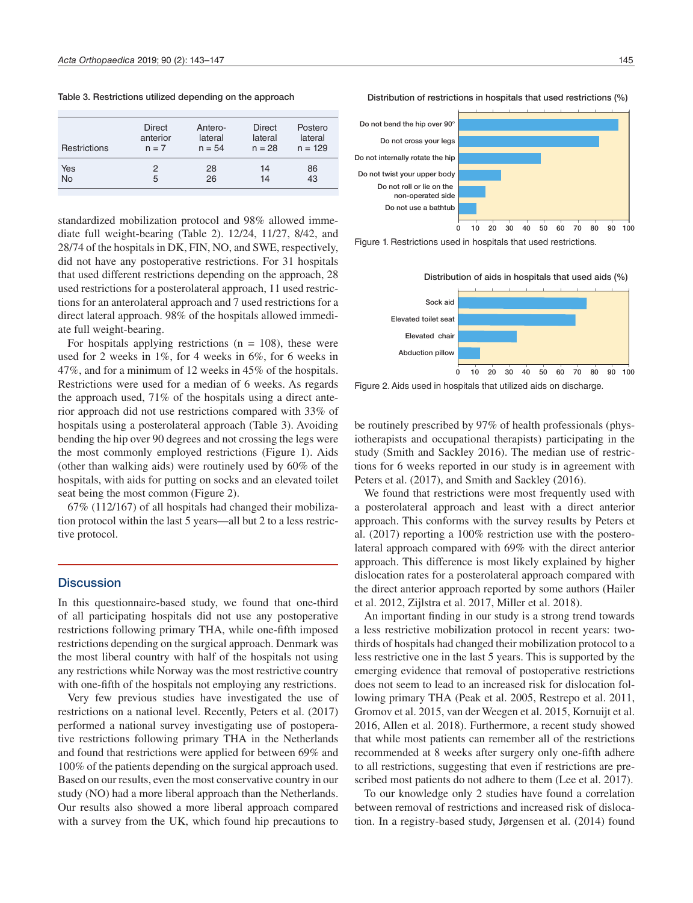Table 3. Restrictions utilized depending on the approach

| Restrictions | Direct anterior n = 7 | Antero-lateral n = 54 | Direct lateral n = 28 | Postero lateral n = 129 |
|---|---|---|---|---|
| Yes | 2 | 28 | 14 | 86 |
| No | 5 | 26 | 14 | 43 |

standardized mobilization protocol and 98% allowed immediate full weight-bearing (Table 2). 12/24, 11/27, 8/42, and 28/74 of the hospitals in DK, FIN, NO, and SWE, respectively, did not have any postoperative restrictions. For 31 hospitals that used different restrictions depending on the approach, 28 used restrictions for a posterolateral approach, 11 used restrictions for an anterolateral approach and 7 used restrictions for a direct lateral approach. 98% of the hospitals allowed immediate full weight-bearing.

For hospitals applying restrictions (n = 108), these were used for 2 weeks in 1%, for 4 weeks in 6%, for 6 weeks in 47%, and for a minimum of 12 weeks in 45% of the hospitals. Restrictions were used for a median of 6 weeks. As regards the approach used, 71% of the hospitals using a direct anterior approach did not use restrictions compared with 33% of hospitals using a posterolateral approach (Table 3). Avoiding bending the hip over 90 degrees and not crossing the legs were the most commonly employed restrictions (Figure 1). Aids (other than walking aids) were routinely used by 60% of the hospitals, with aids for putting on socks and an elevated toilet seat being the most common (Figure 2).

67% (112/167) of all hospitals had changed their mobilization protocol within the last 5 years—all but 2 to a less restrictive protocol.

Distribution of restrictions in hospitals that used restrictions (%)

| Restriction | % (approx.) |
|---|---|
| Do not bend the hip over 90° | 94 |
| Do not cross your legs | 83 |
| Do not internally rotate the hip | 48 |
| Do not twist your upper body | 25 |
| Do not roll or lie on the non-operated side | 16 |
| Do not use a bathtub | 10 |

Figure 1. Restrictions used in hospitals that used restrictions.

Distribution of aids in hospitals that used aids (%)

| Aid | % (approx.) |
|---|---|
| Sock aid | 75 |
| Elevated toilet seat | 68 |
| Elevated chair | 34 |
| Abduction pillow | 13 |

Figure 2. Aids used in hospitals that utilized aids on discharge.

## Discussion

In this questionnaire-based study, we found that one-third of all participating hospitals did not use any postoperative restrictions following primary THA, while one-fifth imposed restrictions depending on the surgical approach. Denmark was the most liberal country with half of the hospitals not using any restrictions while Norway was the most restrictive country with one-fifth of the hospitals not employing any restrictions.

Very few previous studies have investigated the use of restrictions on a national level. Recently, Peters et al. (2017) performed a national survey investigating use of postoperative restrictions following primary THA in the Netherlands and found that restrictions were applied for between 69% and 100% of the patients depending on the surgical approach used. Based on our results, even the most conservative country in our study (NO) had a more liberal approach than the Netherlands. Our results also showed a more liberal approach compared with a survey from the UK, which found hip precautions to be routinely prescribed by 97% of health professionals (physiotherapists and occupational therapists) participating in the study (Smith and Sackley 2016). The median use of restrictions for 6 weeks reported in our study is in agreement with Peters et al. (2017), and Smith and Sackley (2016).

We found that restrictions were most frequently used with a posterolateral approach and least with a direct anterior approach. This conforms with the survey results by Peters et al. (2017) reporting a 100% restriction use with the posterolateral approach compared with 69% with the direct anterior approach. This difference is most likely explained by higher dislocation rates for a posterolateral approach compared with the direct anterior approach reported by some authors (Hailer et al. 2012, Zijlstra et al. 2017, Miller et al. 2018).

An important finding in our study is a strong trend towards a less restrictive mobilization protocol in recent years: two-thirds of hospitals had changed their mobilization protocol to a less restrictive one in the last 5 years. This is supported by the emerging evidence that removal of postoperative restrictions does not seem to lead to an increased risk for dislocation following primary THA (Peak et al. 2005, Restrepo et al. 2011, Gromov et al. 2015, van der Weegen et al. 2015, Kornuijt et al. 2016, Allen et al. 2018). Furthermore, a recent study showed that while most patients can remember all of the restrictions recommended at 8 weeks after surgery only one-fifth adhere to all restrictions, suggesting that even if restrictions are prescribed most patients do not adhere to them (Lee et al. 2017).

To our knowledge only 2 studies have found a correlation between removal of restrictions and increased risk of dislocation. In a registry-based study, Jørgensen et al. (2014) found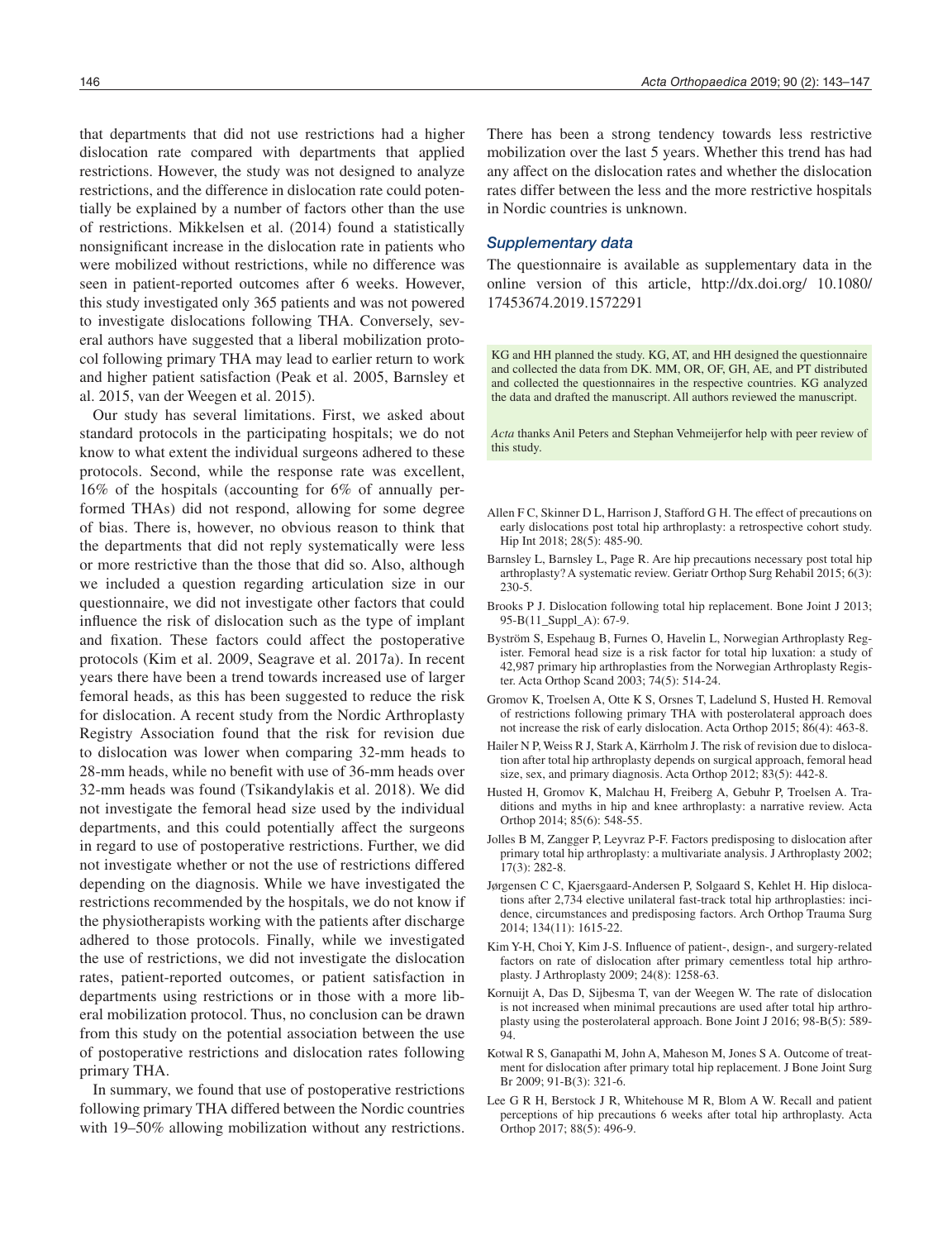that departments that did not use restrictions had a higher dislocation rate compared with departments that applied restrictions. However, the study was not designed to analyze restrictions, and the difference in dislocation rate could potentially be explained by a number of factors other than the use of restrictions. Mikkelsen et al. (2014) found a statistically nonsignificant increase in the dislocation rate in patients who were mobilized without restrictions, while no difference was seen in patient-reported outcomes after 6 weeks. However, this study investigated only 365 patients and was not powered to investigate dislocations following THA. Conversely, several authors have suggested that a liberal mobilization protocol following primary THA may lead to earlier return to work and higher patient satisfaction (Peak et al. 2005, Barnsley et al. 2015, van der Weegen et al. 2015).

Our study has several limitations. First, we asked about standard protocols in the participating hospitals; we do not know to what extent the individual surgeons adhered to these protocols. Second, while the response rate was excellent, 16% of the hospitals (accounting for 6% of annually performed THAs) did not respond, allowing for some degree of bias. There is, however, no obvious reason to think that the departments that did not reply systematically were less or more restrictive than the those that did so. Also, although we included a question regarding articulation size in our questionnaire, we did not investigate other factors that could influence the risk of dislocation such as the type of implant and fixation. These factors could affect the postoperative protocols (Kim et al. 2009, Seagrave et al. 2017a). In recent years there have been a trend towards increased use of larger femoral heads, as this has been suggested to reduce the risk for dislocation. A recent study from the Nordic Arthroplasty Registry Association found that the risk for revision due to dislocation was lower when comparing 32-mm heads to 28-mm heads, while no benefit with use of 36-mm heads over 32-mm heads was found (Tsikandylakis et al. 2018). We did not investigate the femoral head size used by the individual departments, and this could potentially affect the surgeons in regard to use of postoperative restrictions. Further, we did not investigate whether or not the use of restrictions differed depending on the diagnosis. While we have investigated the restrictions recommended by the hospitals, we do not know if the physiotherapists working with the patients after discharge adhered to those protocols. Finally, while we investigated the use of restrictions, we did not investigate the dislocation rates, patient-reported outcomes, or patient satisfaction in departments using restrictions or in those with a more liberal mobilization protocol. Thus, no conclusion can be drawn from this study on the potential association between the use of postoperative restrictions and dislocation rates following primary THA.

In summary, we found that use of postoperative restrictions following primary THA differed between the Nordic countries with 19–50% allowing mobilization without any restrictions. There has been a strong tendency towards less restrictive mobilization over the last 5 years. Whether this trend has had any affect on the dislocation rates and whether the dislocation rates differ between the less and the more restrictive hospitals in Nordic countries is unknown.

### Supplementary data

The questionnaire is available as supplementary data in the online version of this article, http://dx.doi.org/ 10.1080/17453674.2019.1572291

KG and HH planned the study. KG, AT, and HH designed the questionnaire and collected the data from DK. MM, OR, OF, GH, AE, and PT distributed and collected the questionnaires in the respective countries. KG analyzed the data and drafted the manuscript. All authors reviewed the manuscript.

*Acta* thanks Anil Peters and Stephan Vehmeijerfor help with peer review of this study.

Allen F C, Skinner D L, Harrison J, Stafford G H. The effect of precautions on early dislocations post total hip arthroplasty: a retrospective cohort study. Hip Int 2018; 28(5): 485-90.

Barnsley L, Barnsley L, Page R. Are hip precautions necessary post total hip arthroplasty? A systematic review. Geriatr Orthop Surg Rehabil 2015; 6(3): 230-5.

Brooks P J. Dislocation following total hip replacement. Bone Joint J 2013; 95-B(11_Suppl_A): 67-9.

Byström S, Espehaug B, Furnes O, Havelin L, Norwegian Arthroplasty Register. Femoral head size is a risk factor for total hip luxation: a study of 42,987 primary hip arthroplasties from the Norwegian Arthroplasty Register. Acta Orthop Scand 2003; 74(5): 514-24.

Gromov K, Troelsen A, Otte K S, Orsnes T, Ladelund S, Husted H. Removal of restrictions following primary THA with posterolateral approach does not increase the risk of early dislocation. Acta Orthop 2015; 86(4): 463-8.

Hailer N P, Weiss R J, Stark A, Kärrholm J. The risk of revision due to dislocation after total hip arthroplasty depends on surgical approach, femoral head size, sex, and primary diagnosis. Acta Orthop 2012; 83(5): 442-8.

Husted H, Gromov K, Malchau H, Freiberg A, Gebuhr P, Troelsen A. Traditions and myths in hip and knee arthroplasty: a narrative review. Acta Orthop 2014; 85(6): 548-55.

Jolles B M, Zangger P, Leyvraz P-F. Factors predisposing to dislocation after primary total hip arthroplasty: a multivariate analysis. J Arthroplasty 2002; 17(3): 282-8.

Jørgensen C C, Kjaersgaard-Andersen P, Solgaard S, Kehlet H. Hip dislocations after 2,734 elective unilateral fast-track total hip arthroplasties: incidence, circumstances and predisposing factors. Arch Orthop Trauma Surg 2014; 134(11): 1615-22.

Kim Y-H, Choi Y, Kim J-S. Influence of patient-, design-, and surgery-related factors on rate of dislocation after primary cementless total hip arthroplasty. J Arthroplasty 2009; 24(8): 1258-63.

Kornuijt A, Das D, Sijbesma T, van der Weegen W. The rate of dislocation is not increased when minimal precautions are used after total hip arthroplasty using the posterolateral approach. Bone Joint J 2016; 98-B(5): 589-94.

Kotwal R S, Ganapathi M, John A, Maheson M, Jones S A. Outcome of treatment for dislocation after primary total hip replacement. J Bone Joint Surg Br 2009; 91-B(3): 321-6.

Lee G R H, Berstock J R, Whitehouse M R, Blom A W. Recall and patient perceptions of hip precautions 6 weeks after total hip arthroplasty. Acta Orthop 2017; 88(5): 496-9.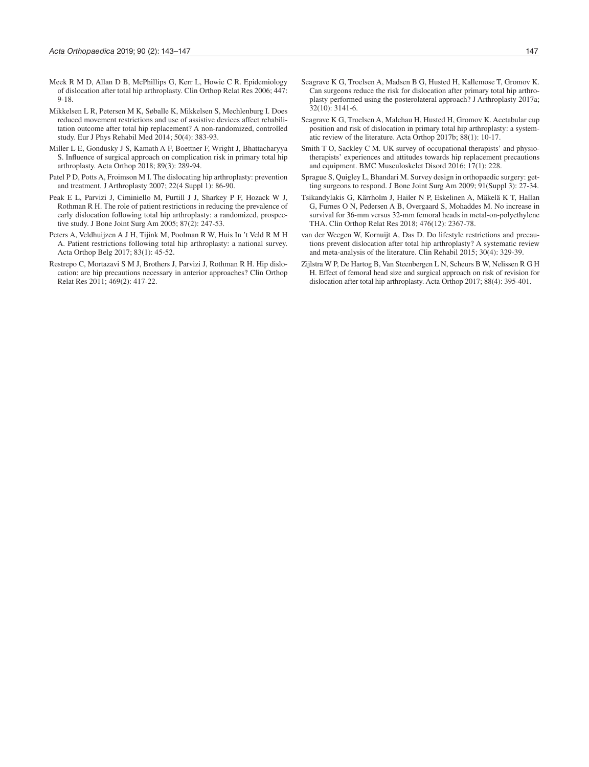Meek R M D, Allan D B, McPhillips G, Kerr L, Howie C R. Epidemiology of dislocation after total hip arthroplasty. Clin Orthop Relat Res 2006; 447: 9-18.

Mikkelsen L R, Petersen M K, Søballe K, Mikkelsen S, Mechlenburg I. Does reduced movement restrictions and use of assistive devices affect rehabilitation outcome after total hip replacement? A non-randomized, controlled study. Eur J Phys Rehabil Med 2014; 50(4): 383-93.

Miller L E, Gondusky J S, Kamath A F, Boettner F, Wright J, Bhattacharyya S. Influence of surgical approach on complication risk in primary total hip arthroplasty. Acta Orthop 2018; 89(3): 289-94.

Patel P D, Potts A, Froimson M I. The dislocating hip arthroplasty: prevention and treatment. J Arthroplasty 2007; 22(4 Suppl 1): 86-90.

Peak E L, Parvizi J, Ciminiello M, Purtill J J, Sharkey P F, Hozack W J, Rothman R H. The role of patient restrictions in reducing the prevalence of early dislocation following total hip arthroplasty: a randomized, prospective study. J Bone Joint Surg Am 2005; 87(2): 247-53.

Peters A, Veldhuijzen A J H, Tijink M, Poolman R W, Huis In 't Veld R M H A. Patient restrictions following total hip arthroplasty: a national survey. Acta Orthop Belg 2017; 83(1): 45-52.

Restrepo C, Mortazavi S M J, Brothers J, Parvizi J, Rothman R H. Hip dislocation: are hip precautions necessary in anterior approaches? Clin Orthop Relat Res 2011; 469(2): 417-22.

Seagrave K G, Troelsen A, Madsen B G, Husted H, Kallemose T, Gromov K. Can surgeons reduce the risk for dislocation after primary total hip arthroplasty performed using the posterolateral approach? J Arthroplasty 2017a; 32(10): 3141-6.

Seagrave K G, Troelsen A, Malchau H, Husted H, Gromov K. Acetabular cup position and risk of dislocation in primary total hip arthroplasty: a systematic review of the literature. Acta Orthop 2017b; 88(1): 10-17.

Smith T O, Sackley C M. UK survey of occupational therapists' and physiotherapists' experiences and attitudes towards hip replacement precautions and equipment. BMC Musculoskelet Disord 2016; 17(1): 228.

Sprague S, Quigley L, Bhandari M. Survey design in orthopaedic surgery: getting surgeons to respond. J Bone Joint Surg Am 2009; 91(Suppl 3): 27-34.

Tsikandylakis G, Kärrholm J, Hailer N P, Eskelinen A, Mäkelä K T, Hallan G, Furnes O N, Pedersen A B, Overgaard S, Mohaddes M. No increase in survival for 36-mm versus 32-mm femoral heads in metal-on-polyethylene THA. Clin Orthop Relat Res 2018; 476(12): 2367-78.

van der Weegen W, Kornuijt A, Das D. Do lifestyle restrictions and precautions prevent dislocation after total hip arthroplasty? A systematic review and meta-analysis of the literature. Clin Rehabil 2015; 30(4): 329-39.

Zijlstra W P, De Hartog B, Van Steenbergen L N, Scheurs B W, Nelissen R G H H. Effect of femoral head size and surgical approach on risk of revision for dislocation after total hip arthroplasty. Acta Orthop 2017; 88(4): 395-401.